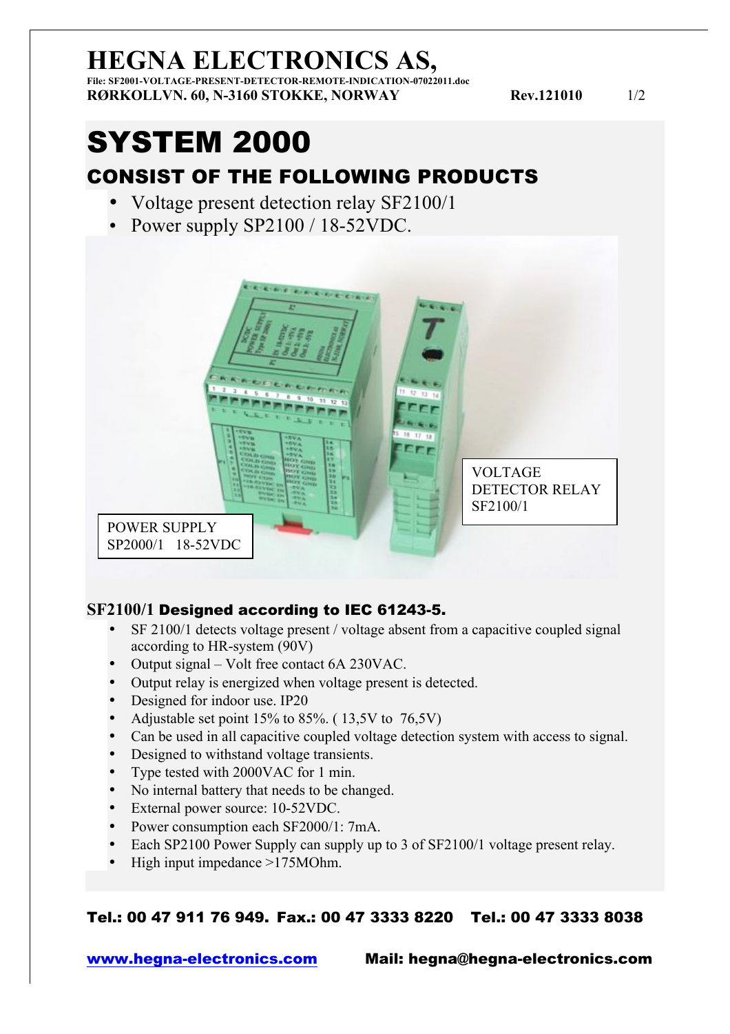# HEGNA ELECTRONICS AS,

File: SF2001-VOLTAGE-PRESENT-DETECTOR-REMOTE-INDICATION-07022011.doc

**RØRKOLLVN. 60, N-3160 STOKKE, NORWAY** **Rev.121010**

# SYSTEM 2000

## CONSIST OF THE FOLLOWING PRODUCTS

- Voltage present detection relay SF2100/1
- Power supply SP2100 / 18-52VDC.

VOLTAGE DETECTOR RELAY SF2100/1

POWER SUPPLY SP2000/1 18-52VDC

### SF2100/1 Designed according to IEC 61243-5.

- SF 2100/1 detects voltage present / voltage absent from a capacitive coupled signal according to HR-system (90V)
- Output signal – Volt free contact 6A 230VAC.
- Output relay is energized when voltage present is detected.
- Designed for indoor use. IP20
- Adjustable set point 15% to 85%. ( 13,5V to 76,5V)
- Can be used in all capacitive coupled voltage detection system with access to signal.
- Designed to withstand voltage transients.
- Type tested with 2000VAC for 1 min.
- No internal battery that needs to be changed.
- External power source: 10-52VDC.
- Power consumption each SF2000/1: 7mA.
- Each SP2100 Power Supply can supply up to 3 of SF2100/1 voltage present relay.
- High input impedance >175MOhm.

**Tel.: 00 47 911 76 949. Fax.: 00 47 3333 8220 Tel.: 00 47 3333 8038**

**www.hegna-electronics.com** **Mail: hegna@hegna-electronics.com**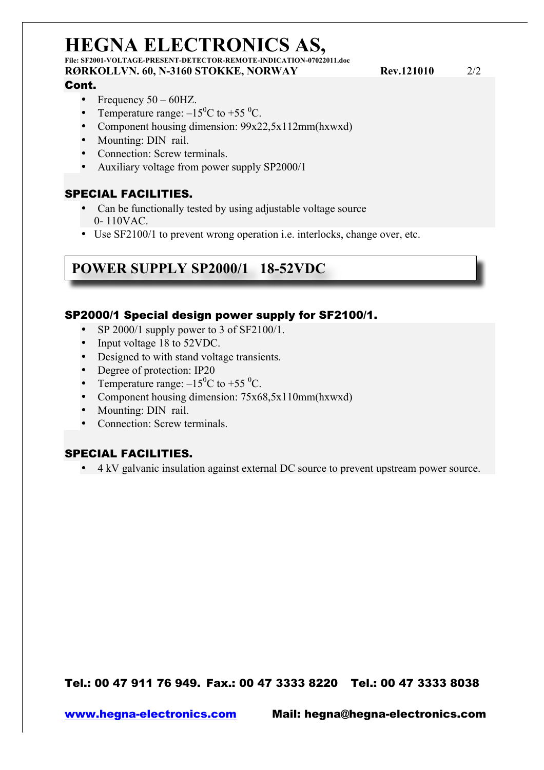# HEGNA ELECTRONICS AS,

File: SF2001-VOLTAGE-PRESENT-DETECTOR-REMOTE-INDICATION-07022011.doc

**RØRKOLLVN. 60, N-3160 STOKKE, NORWAY** **Rev.121010**

**Cont.**

- Frequency 50 – 60HZ.
- Temperature range: $-15^0$C to +55 $^0$C.
- Component housing dimension: 99x22,5x112mm(hxwxd)
- Mounting: DIN rail.
- Connection: Screw terminals.
- Auxiliary voltage from power supply SP2000/1

### SPECIAL FACILITIES.

- Can be functionally tested by using adjustable voltage source 0- 110VAC.
- Use SF2100/1 to prevent wrong operation i.e. interlocks, change over, etc.

## POWER SUPPLY SP2000/1 18-52VDC

### SP2000/1 Special design power supply for SF2100/1.

- SP 2000/1 supply power to 3 of SF2100/1.
- Input voltage 18 to 52VDC.
- Designed to with stand voltage transients.
- Degree of protection: IP20
- Temperature range: $-15^0$C to +55 $^0$C.
- Component housing dimension: 75x68,5x110mm(hxwxd)
- Mounting: DIN rail.
- Connection: Screw terminals.

### SPECIAL FACILITIES.

- 4 kV galvanic insulation against external DC source to prevent upstream power source.

**Tel.: 00 47 911 76 949. Fax.: 00 47 3333 8220 Tel.: 00 47 3333 8038**

**www.hegna-electronics.com** **Mail: hegna@hegna-electronics.com**